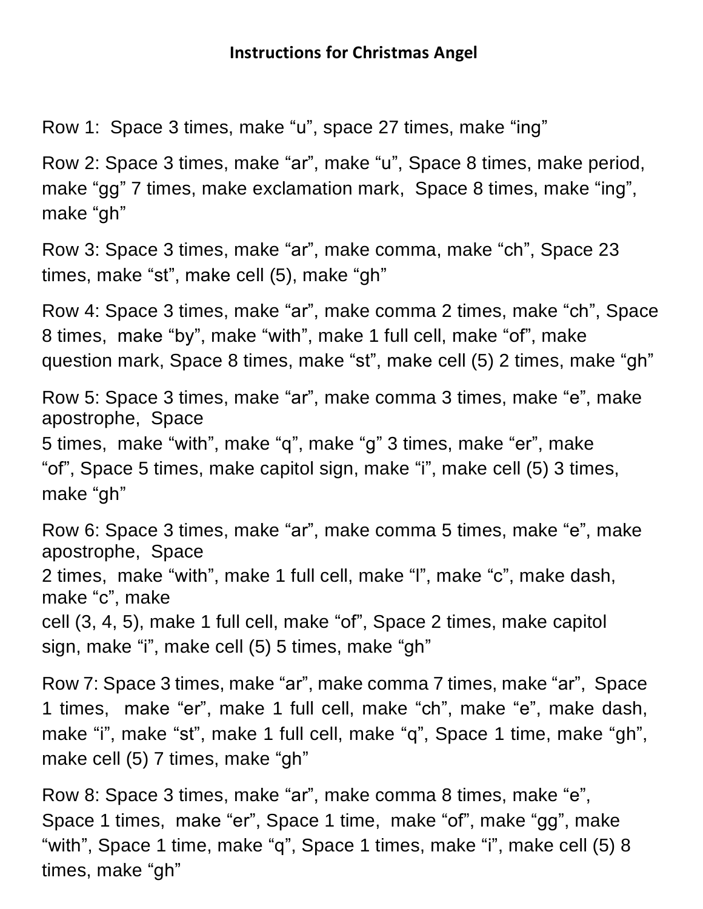**Instructions for Christmas Angel**

Row 1: Space 3 times, make “u”, space 27 times, make “ing”

Row 2: Space 3 times, make “ar”, make “u”, Space 8 times, make period, make “gg” 7 times, make exclamation mark, Space 8 times, make “ing”, make “gh”

Row 3: Space 3 times, make “ar”, make comma, make “ch”, Space 23 times, make “st”, make cell (5), make “gh”

Row 4: Space 3 times, make “ar”, make comma 2 times, make “ch”, Space 8 times, make “by”, make “with”, make 1 full cell, make “of”, make question mark, Space 8 times, make “st”, make cell (5) 2 times, make “gh”

Row 5: Space 3 times, make “ar”, make comma 3 times, make “e”, make apostrophe, Space 5 times, make “with”, make “q”, make “g” 3 times, make “er”, make “of”, Space 5 times, make capitol sign, make “i”, make cell (5) 3 times, make “gh”

Row 6: Space 3 times, make “ar”, make comma 5 times, make “e”, make apostrophe, Space 2 times, make “with”, make 1 full cell, make “l”, make “c”, make dash, make “c”, make cell (3, 4, 5), make 1 full cell, make “of”, Space 2 times, make capitol sign, make “i”, make cell (5) 5 times, make “gh”

Row 7: Space 3 times, make “ar”, make comma 7 times, make “ar”, Space 1 times, make “er”, make 1 full cell, make “ch”, make “e”, make dash, make “i”, make “st”, make 1 full cell, make “q”, Space 1 time, make “gh”, make cell (5) 7 times, make “gh”

Row 8: Space 3 times, make “ar”, make comma 8 times, make “e”, Space 1 times, make “er”, Space 1 time, make “of”, make “gg”, make “with”, Space 1 time, make “q”, Space 1 times, make “i”, make cell (5) 8 times, make “gh”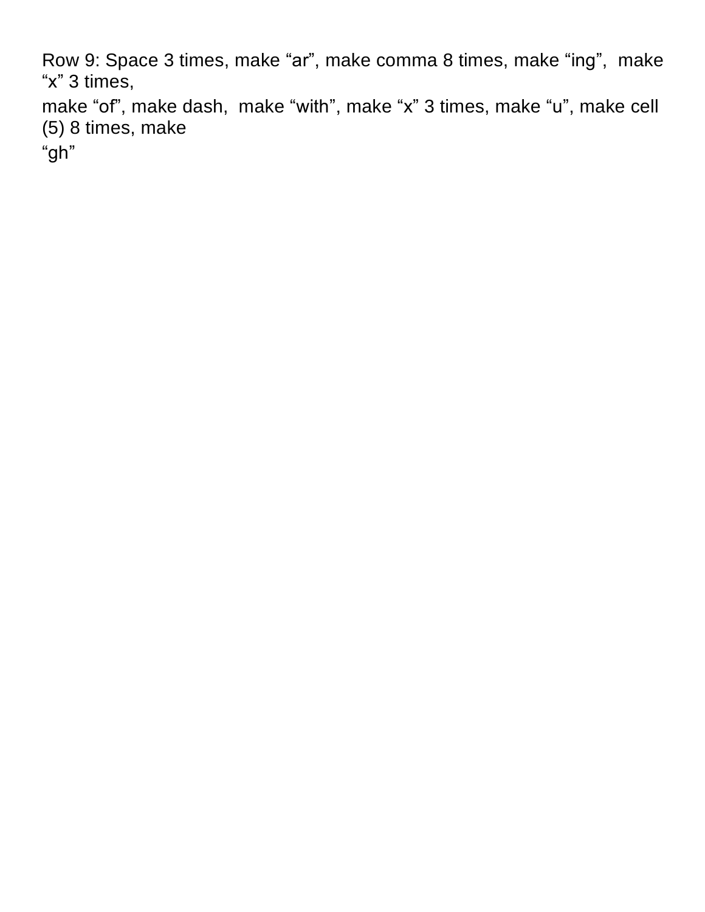Row 9: Space 3 times, make “ar”, make comma 8 times, make “ing”, make “x” 3 times,
make “of”, make dash, make “with”, make “x” 3 times, make “u”, make cell (5) 8 times, make
“gh”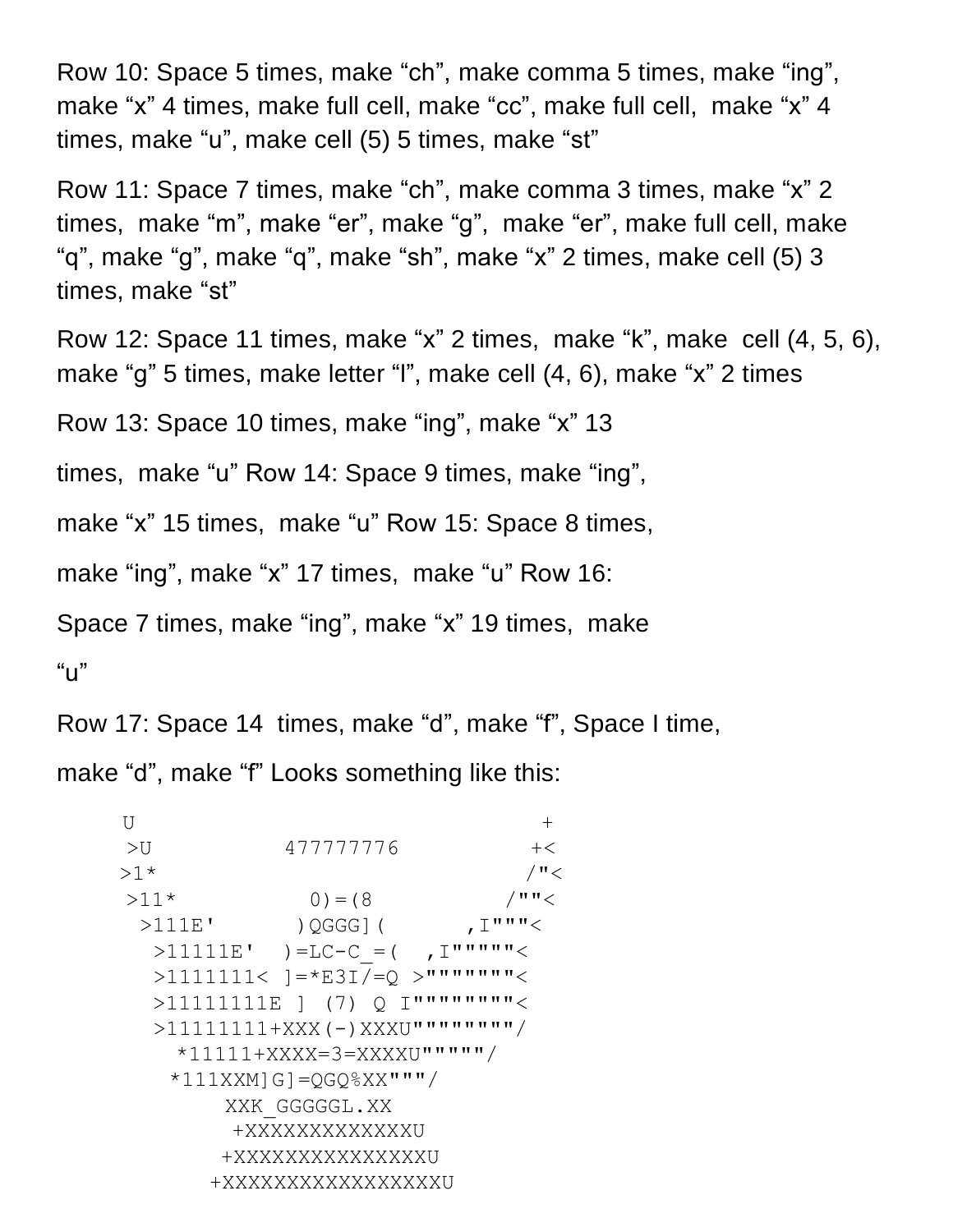Row 10: Space 5 times, make “ch”, make comma 5 times, make “ing”, make “x” 4 times, make full cell, make “cc”, make full cell, make “x” 4 times, make “u”, make cell (5) 5 times, make “st”

Row 11: Space 7 times, make “ch”, make comma 3 times, make “x” 2 times, make “m”, make “er”, make “g”, make “er”, make full cell, make “q”, make “g”, make “q”, make “sh”, make “x” 2 times, make cell (5) 3 times, make “st”

Row 12: Space 11 times, make “x” 2 times, make “k”, make cell (4, 5, 6), make “g” 5 times, make letter “l”, make cell (4, 6), make “x” 2 times

Row 13: Space 10 times, make “ing”, make “x” 13

times, make “u” Row 14: Space 9 times, make “ing”,

make “x” 15 times, make “u” Row 15: Space 8 times,

make “ing”, make “x” 17 times, make “u” Row 16:

Space 7 times, make “ing”, make “x” 19 times, make

“u”

Row 17: Space 14 times, make “d”, make “f”, Space I time,

make “d”, make “f” Looks something like this:

```
U                              +
 >U          477777776        +<
>1*                          /"<
 >11*          0)=(8        /""<
  >111E'      )QGGG](      ,I"""<
   >11111E'  )=LC-C_=(  ,I"""""<
   >1111111< ]=*E3I/=Q >"""""""<
   >11111111E ] (7) Q I""""""""<
   >11111111+XXX(-)XXXU""""""""/
     *11111+XXXX=3=XXXXU"""""/
    *111XXM]G]=QGQ%XX"""/
        XXK_GGGGGL.XX
         +XXXXXXXXXXXXXU
        +XXXXXXXXXXXXXXXU
       +XXXXXXXXXXXXXXXXXU
```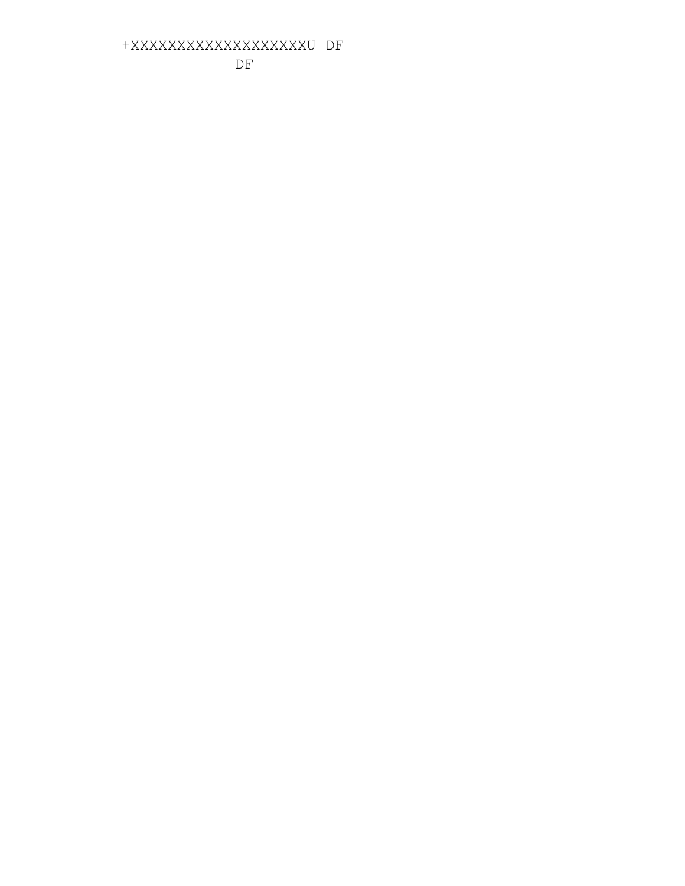+XXXXXXXXXXXXXXXXXXXU DF

DF